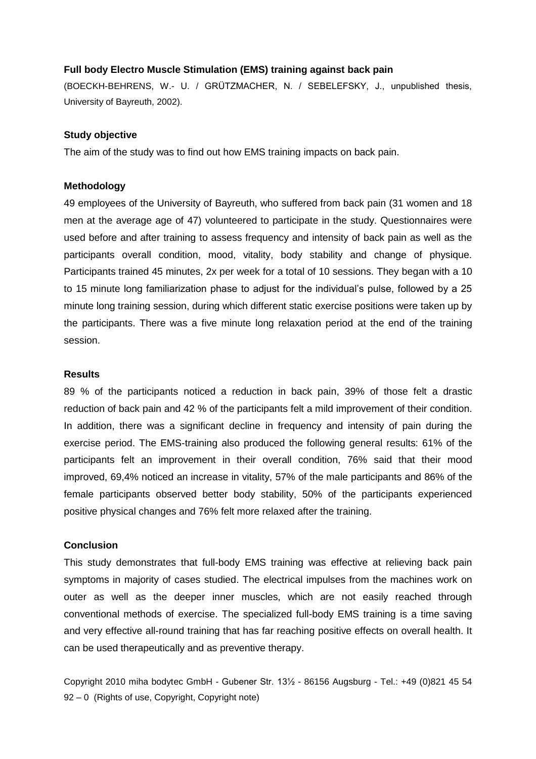**Full body Electro Muscle Stimulation (EMS) training against back pain**

(BOECKH-BEHRENS, W.- U. / GRÜTZMACHER, N. / SEBELEFSKY, J., unpublished thesis, University of Bayreuth, 2002).

**Study objective**

The aim of the study was to find out how EMS training impacts on back pain.

**Methodology**

49 employees of the University of Bayreuth, who suffered from back pain (31 women and 18 men at the average age of 47) volunteered to participate in the study. Questionnaires were used before and after training to assess frequency and intensity of back pain as well as the participants overall condition, mood, vitality, body stability and change of physique. Participants trained 45 minutes, 2x per week for a total of 10 sessions. They began with a 10 to 15 minute long familiarization phase to adjust for the individual's pulse, followed by a 25 minute long training session, during which different static exercise positions were taken up by the participants. There was a five minute long relaxation period at the end of the training session.

**Results**

89 % of the participants noticed a reduction in back pain, 39% of those felt a drastic reduction of back pain and 42 % of the participants felt a mild improvement of their condition. In addition, there was a significant decline in frequency and intensity of pain during the exercise period. The EMS-training also produced the following general results: 61% of the participants felt an improvement in their overall condition, 76% said that their mood improved, 69,4% noticed an increase in vitality, 57% of the male participants and 86% of the female participants observed better body stability, 50% of the participants experienced positive physical changes and 76% felt more relaxed after the training.

**Conclusion**

This study demonstrates that full-body EMS training was effective at relieving back pain symptoms in majority of cases studied. The electrical impulses from the machines work on outer as well as the deeper inner muscles, which are not easily reached through conventional methods of exercise. The specialized full-body EMS training is a time saving and very effective all-round training that has far reaching positive effects on overall health. It can be used therapeutically and as preventive therapy.

Copyright 2010 miha bodytec GmbH - Gubener Str. 13½ - 86156 Augsburg - Tel.: +49 (0)821 45 54 92 – 0 (Rights of use, Copyright, Copyright note)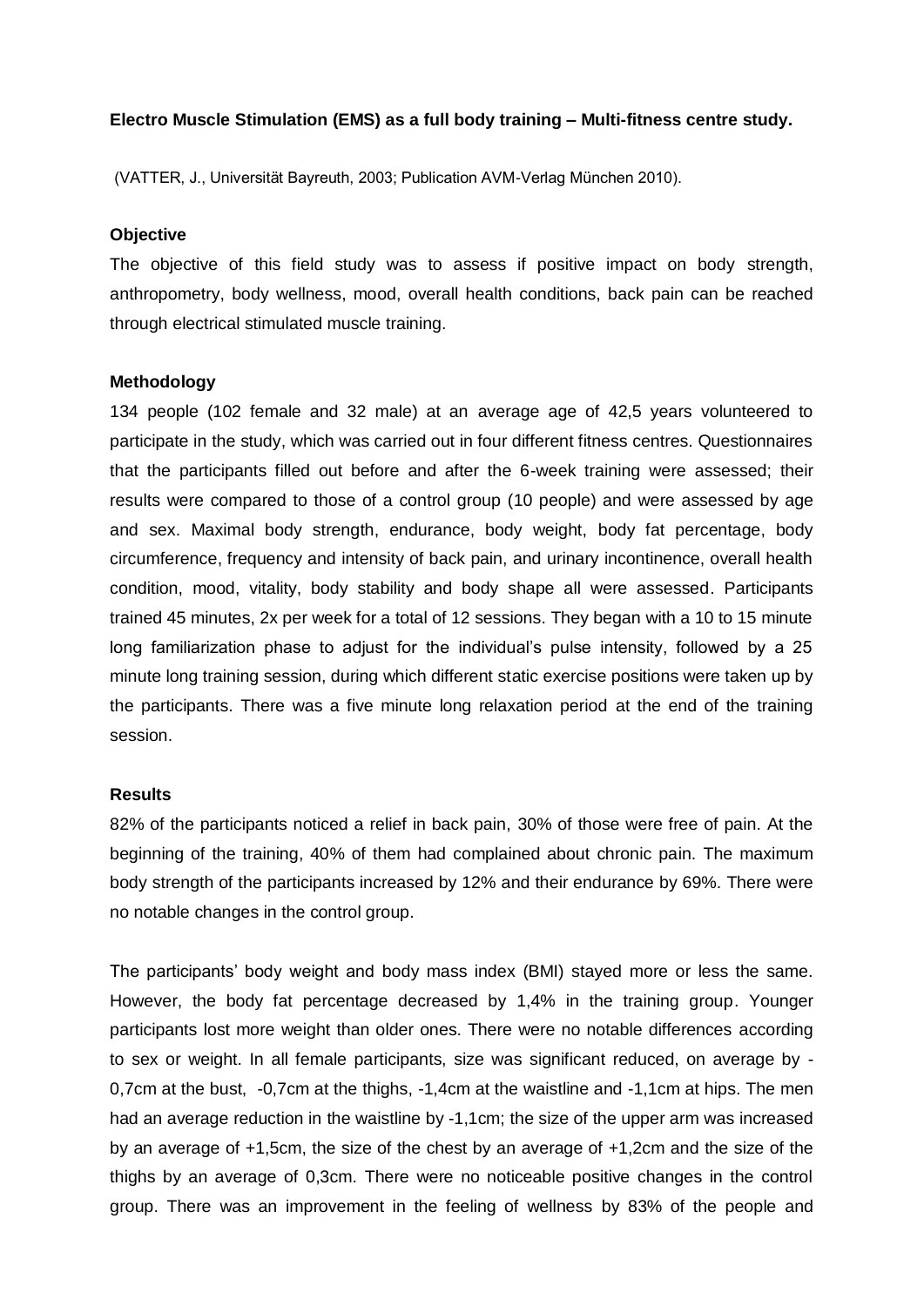**Electro Muscle Stimulation (EMS) as a full body training – Multi-fitness centre study.**

(VATTER, J., Universität Bayreuth, 2003; Publication AVM-Verlag München 2010).

**Objective**

The objective of this field study was to assess if positive impact on body strength, anthropometry, body wellness, mood, overall health conditions, back pain can be reached through electrical stimulated muscle training.

**Methodology**

134 people (102 female and 32 male) at an average age of 42,5 years volunteered to participate in the study, which was carried out in four different fitness centres. Questionnaires that the participants filled out before and after the 6-week training were assessed; their results were compared to those of a control group (10 people) and were assessed by age and sex. Maximal body strength, endurance, body weight, body fat percentage, body circumference, frequency and intensity of back pain, and urinary incontinence, overall health condition, mood, vitality, body stability and body shape all were assessed. Participants trained 45 minutes, 2x per week for a total of 12 sessions. They began with a 10 to 15 minute long familiarization phase to adjust for the individual's pulse intensity, followed by a 25 minute long training session, during which different static exercise positions were taken up by the participants. There was a five minute long relaxation period at the end of the training session.

**Results**

82% of the participants noticed a relief in back pain, 30% of those were free of pain. At the beginning of the training, 40% of them had complained about chronic pain. The maximum body strength of the participants increased by 12% and their endurance by 69%. There were no notable changes in the control group.

The participants' body weight and body mass index (BMI) stayed more or less the same. However, the body fat percentage decreased by 1,4% in the training group. Younger participants lost more weight than older ones. There were no notable differences according to sex or weight. In all female participants, size was significant reduced, on average by -0,7cm at the bust, -0,7cm at the thighs, -1,4cm at the waistline and -1,1cm at hips. The men had an average reduction in the waistline by -1,1cm; the size of the upper arm was increased by an average of +1,5cm, the size of the chest by an average of +1,2cm and the size of the thighs by an average of 0,3cm. There were no noticeable positive changes in the control group. There was an improvement in the feeling of wellness by 83% of the people and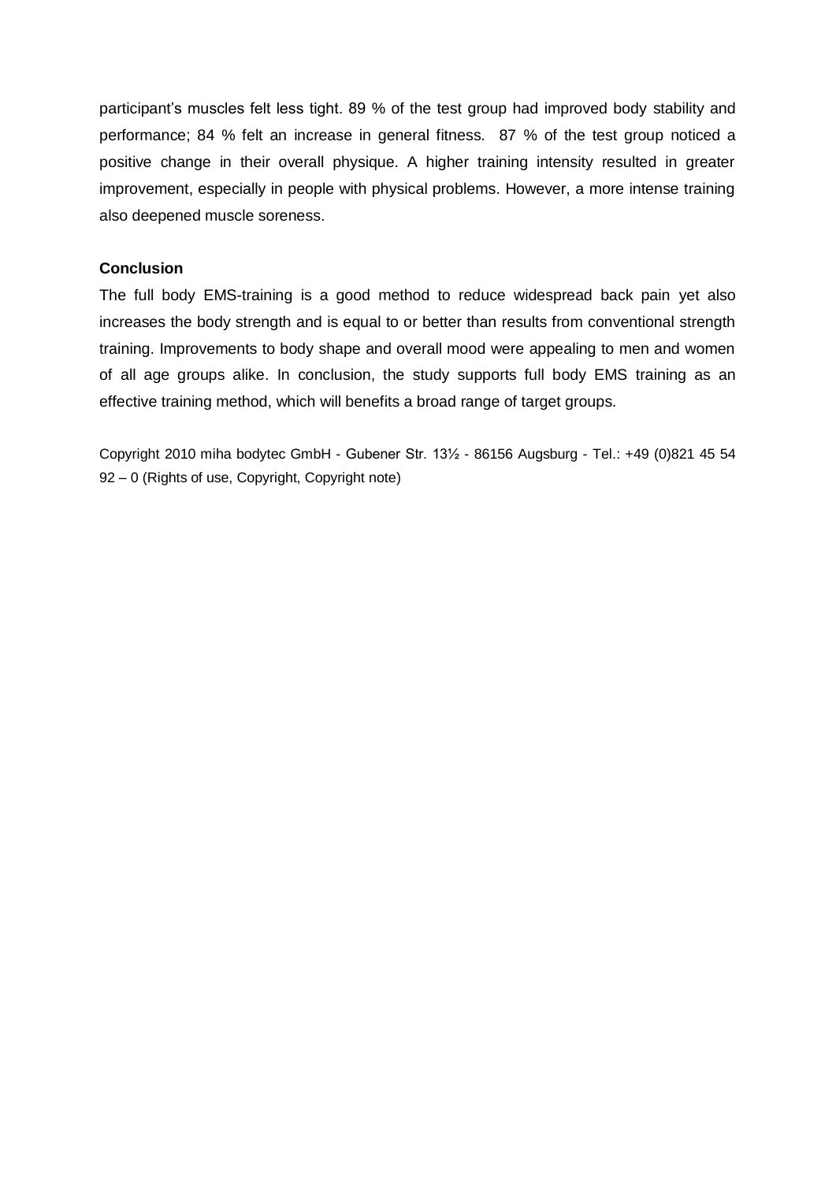participant's muscles felt less tight. 89 % of the test group had improved body stability and performance; 84 % felt an increase in general fitness. 87 % of the test group noticed a positive change in their overall physique. A higher training intensity resulted in greater improvement, especially in people with physical problems. However, a more intense training also deepened muscle soreness.

**Conclusion**

The full body EMS-training is a good method to reduce widespread back pain yet also increases the body strength and is equal to or better than results from conventional strength training. Improvements to body shape and overall mood were appealing to men and women of all age groups alike. In conclusion, the study supports full body EMS training as an effective training method, which will benefits a broad range of target groups.

Copyright 2010 miha bodytec GmbH - Gubener Str. 13½ - 86156 Augsburg - Tel.: +49 (0)821 45 54 92 – 0 (Rights of use, Copyright, Copyright note)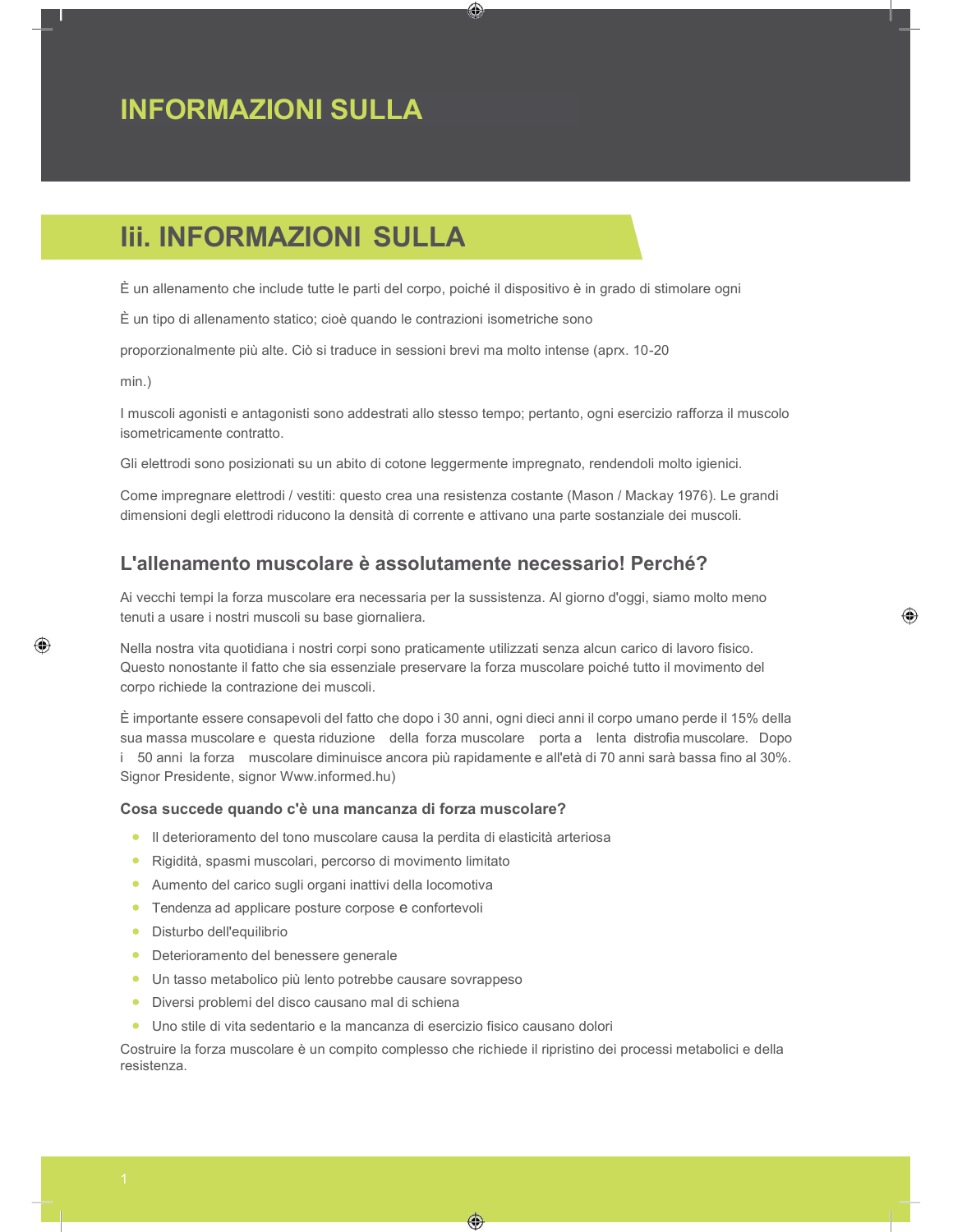# INFORMAZIONI SULLA

## Iii. INFORMAZIONI SULLA

È un allenamento che include tutte le parti del corpo, poiché il dispositivo è in grado di stimolare ogni

È un tipo di allenamento statico; cioè quando le contrazioni isometriche sono

proporzionalmente più alte. Ciò si traduce in sessioni brevi ma molto intense (aprx. 10-20

min.)

I muscoli agonisti e antagonisti sono addestrati allo stesso tempo; pertanto, ogni esercizio rafforza il muscolo isometricamente contratto.

Gli elettrodi sono posizionati su un abito di cotone leggermente impregnato, rendendoli molto igienici.

Come impregnare elettrodi / vestiti: questo crea una resistenza costante (Mason / Mackay 1976). Le grandi dimensioni degli elettrodi riducono la densità di corrente e attivano una parte sostanziale dei muscoli.

### L'allenamento muscolare è assolutamente necessario! Perché?

Ai vecchi tempi la forza muscolare era necessaria per la sussistenza. Al giorno d'oggi, siamo molto meno tenuti a usare i nostri muscoli su base giornaliera.

Nella nostra vita quotidiana i nostri corpi sono praticamente utilizzati senza alcun carico di lavoro fisico. Questo nonostante il fatto che sia essenziale preservare la forza muscolare poiché tutto il movimento del corpo richiede la contrazione dei muscoli.

È importante essere consapevoli del fatto che dopo i 30 anni, ogni dieci anni il corpo umano perde il 15% della sua massa muscolare e questa riduzione della forza muscolare porta a lenta distrofia muscolare. Dopo i 50 anni la forza muscolare diminuisce ancora più rapidamente e all'età di 70 anni sarà bassa fino al 30%. Signor Presidente, signor Www.informed.hu)

#### Cosa succede quando c'è una mancanza di forza muscolare?

- Il deterioramento del tono muscolare causa la perdita di elasticità arteriosa
- Rigidità, spasmi muscolari, percorso di movimento limitato
- Aumento del carico sugli organi inattivi della locomotiva
- Tendenza ad applicare posture corpose e confortevoli
- Disturbo dell'equilibrio
- Deterioramento del benessere generale
- Un tasso metabolico più lento potrebbe causare sovrappeso
- Diversi problemi del disco causano mal di schiena
- Uno stile di vita sedentario e la mancanza di esercizio fisico causano dolori

Costruire la forza muscolare è un compito complesso che richiede il ripristino dei processi metabolici e della resistenza.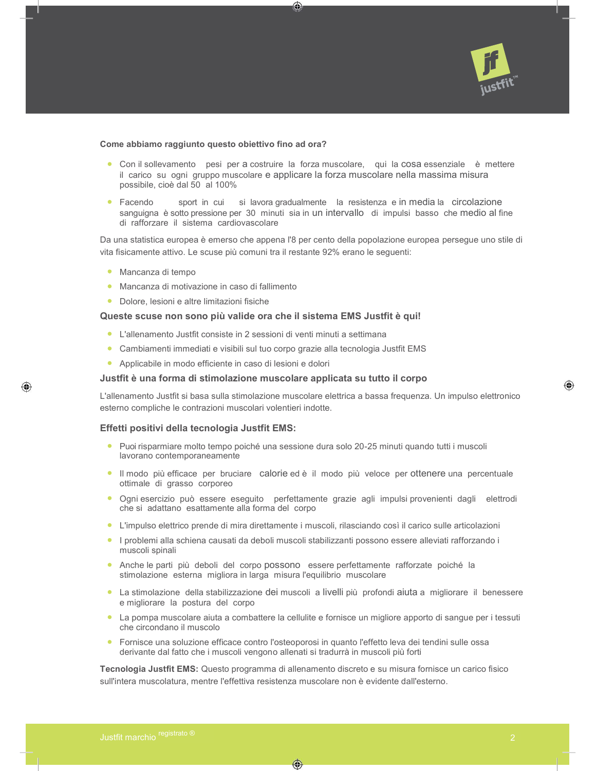**Come abbiamo raggiunto questo obiettivo fino ad ora?**

- Con il sollevamento pesi per a costruire la forza muscolare, qui la cosa essenziale è mettere il carico su ogni gruppo muscolare e applicare la forza muscolare nella massima misura possibile, cioè dal 50 al 100%
- Facendo sport in cui si lavora gradualmente la resistenza e in media la circolazione sanguigna è sotto pressione per 30 minuti sia in un intervallo di impulsi basso che medio al fine di rafforzare il sistema cardiovascolare

Da una statistica europea è emerso che appena l'8 per cento della popolazione europea persegue uno stile di vita fisicamente attivo. Le scuse più comuni tra il restante 92% erano le seguenti:

- Mancanza di tempo
- Mancanza di motivazione in caso di fallimento
- Dolore, lesioni e altre limitazioni fisiche

### Queste scuse non sono più valide ora che il sistema EMS Justfit è qui!

- L'allenamento Justfit consiste in 2 sessioni di venti minuti a settimana
- Cambiamenti immediati e visibili sul tuo corpo grazie alla tecnologia Justfit EMS
- Applicabile in modo efficiente in caso di lesioni e dolori

### Justfit è una forma di stimolazione muscolare applicata su tutto il corpo

L'allenamento Justfit si basa sulla stimolazione muscolare elettrica a bassa frequenza. Un impulso elettronico esterno compliche le contrazioni muscolari volentieri indotte.

### Effetti positivi della tecnologia Justfit EMS:

- Puoi risparmiare molto tempo poiché una sessione dura solo 20-25 minuti quando tutti i muscoli lavorano contemporaneamente
- Il modo più efficace per bruciare calorie ed è il modo più veloce per ottenere una percentuale ottimale di grasso corporeo
- Ogni esercizio può essere eseguito perfettamente grazie agli impulsi provenienti dagli elettrodi che si adattano esattamente alla forma del corpo
- L'impulso elettrico prende di mira direttamente i muscoli, rilasciando così il carico sulle articolazioni
- I problemi alla schiena causati da deboli muscoli stabilizzanti possono essere alleviati rafforzando i muscoli spinali
- Anche le parti più deboli del corpo possono essere perfettamente rafforzate poiché la stimolazione esterna migliora in larga misura l'equilibrio muscolare
- La stimolazione della stabilizzazione dei muscoli a livelli più profondi aiuta a migliorare il benessere e migliorare la postura del corpo
- La pompa muscolare aiuta a combattere la cellulite e fornisce un migliore apporto di sangue per i tessuti che circondano il muscolo
- Fornisce una soluzione efficace contro l'osteoporosi in quanto l'effetto leva dei tendini sulle ossa derivante dal fatto che i muscoli vengono allenati si tradurrà in muscoli più forti

**Tecnologia Justfit EMS:** Questo programma di allenamento discreto e su misura fornisce un carico fisico sull'intera muscolatura, mentre l'effettiva resistenza muscolare non è evidente dall'esterno.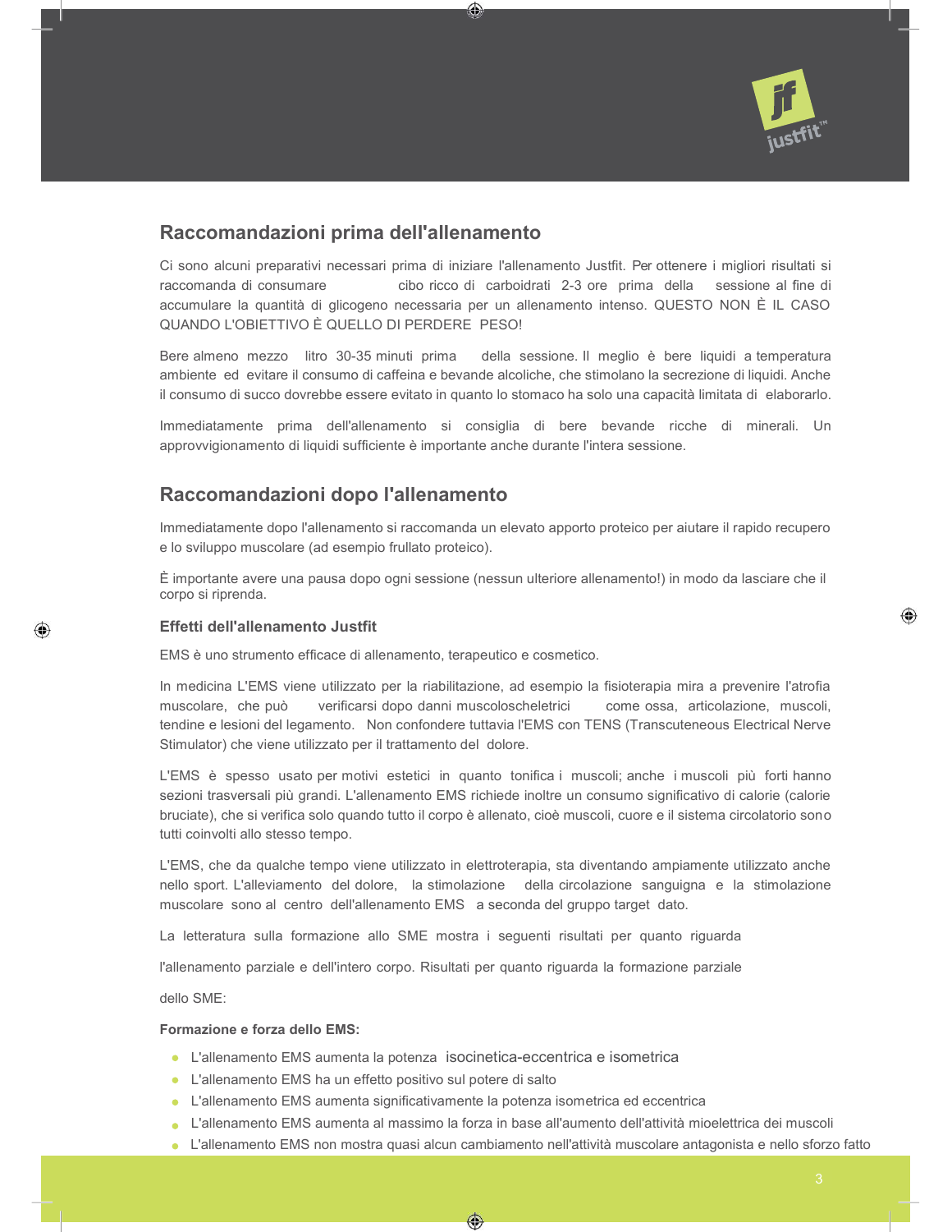## Raccomandazioni prima dell'allenamento

Ci sono alcuni preparativi necessari prima di iniziare l'allenamento Justfit. Per ottenere i migliori risultati si raccomanda di consumare cibo ricco di carboidrati 2-3 ore prima della sessione al fine di accumulare la quantità di glicogeno necessaria per un allenamento intenso. QUESTO NON È IL CASO QUANDO L'OBIETTIVO È QUELLO DI PERDERE PESO!

Bere almeno mezzo litro 30-35 minuti prima della sessione. Il meglio è bere liquidi a temperatura ambiente ed evitare il consumo di caffeina e bevande alcoliche, che stimolano la secrezione di liquidi. Anche il consumo di succo dovrebbe essere evitato in quanto lo stomaco ha solo una capacità limitata di elaborarlo.

Immediatamente prima dell'allenamento si consiglia di bere bevande ricche di minerali. Un approvvigionamento di liquidi sufficiente è importante anche durante l'intera sessione.

## Raccomandazioni dopo l'allenamento

Immediatamente dopo l'allenamento si raccomanda un elevato apporto proteico per aiutare il rapido recupero e lo sviluppo muscolare (ad esempio frullato proteico).

È importante avere una pausa dopo ogni sessione (nessun ulteriore allenamento!) in modo da lasciare che il corpo si riprenda.

### Effetti dell'allenamento Justfit

EMS è uno strumento efficace di allenamento, terapeutico e cosmetico.

In medicina L'EMS viene utilizzato per la riabilitazione, ad esempio la fisioterapia mira a prevenire l'atrofia muscolare, che può verificarsi dopo danni muscoloscheletrici come ossa, articolazione, muscoli, tendine e lesioni del legamento. Non confondere tuttavia l'EMS con TENS (Transcuteneous Electrical Nerve Stimulator) che viene utilizzato per il trattamento del dolore.

L'EMS è spesso usato per motivi estetici in quanto tonifica i muscoli; anche i muscoli più forti hanno sezioni trasversali più grandi. L'allenamento EMS richiede inoltre un consumo significativo di calorie (calorie bruciate), che si verifica solo quando tutto il corpo è allenato, cioè muscoli, cuore e il sistema circolatorio sono tutti coinvolti allo stesso tempo.

L'EMS, che da qualche tempo viene utilizzato in elettroterapia, sta diventando ampiamente utilizzato anche nello sport. L'alleviamento del dolore, la stimolazione della circolazione sanguigna e la stimolazione muscolare sono al centro dell'allenamento EMS a seconda del gruppo target dato.

La letteratura sulla formazione allo SME mostra i seguenti risultati per quanto riguarda

l'allenamento parziale e dell'intero corpo. Risultati per quanto riguarda la formazione parziale

dello SME:

**Formazione e forza dello EMS:**

- L'allenamento EMS aumenta la potenza isocinetica-eccentrica e isometrica
- L'allenamento EMS ha un effetto positivo sul potere di salto
- L'allenamento EMS aumenta significativamente la potenza isometrica ed eccentrica
- L'allenamento EMS aumenta al massimo la forza in base all'aumento dell'attività mioelettrica dei muscoli
- L'allenamento EMS non mostra quasi alcun cambiamento nell'attività muscolare antagonista e nello sforzo fatto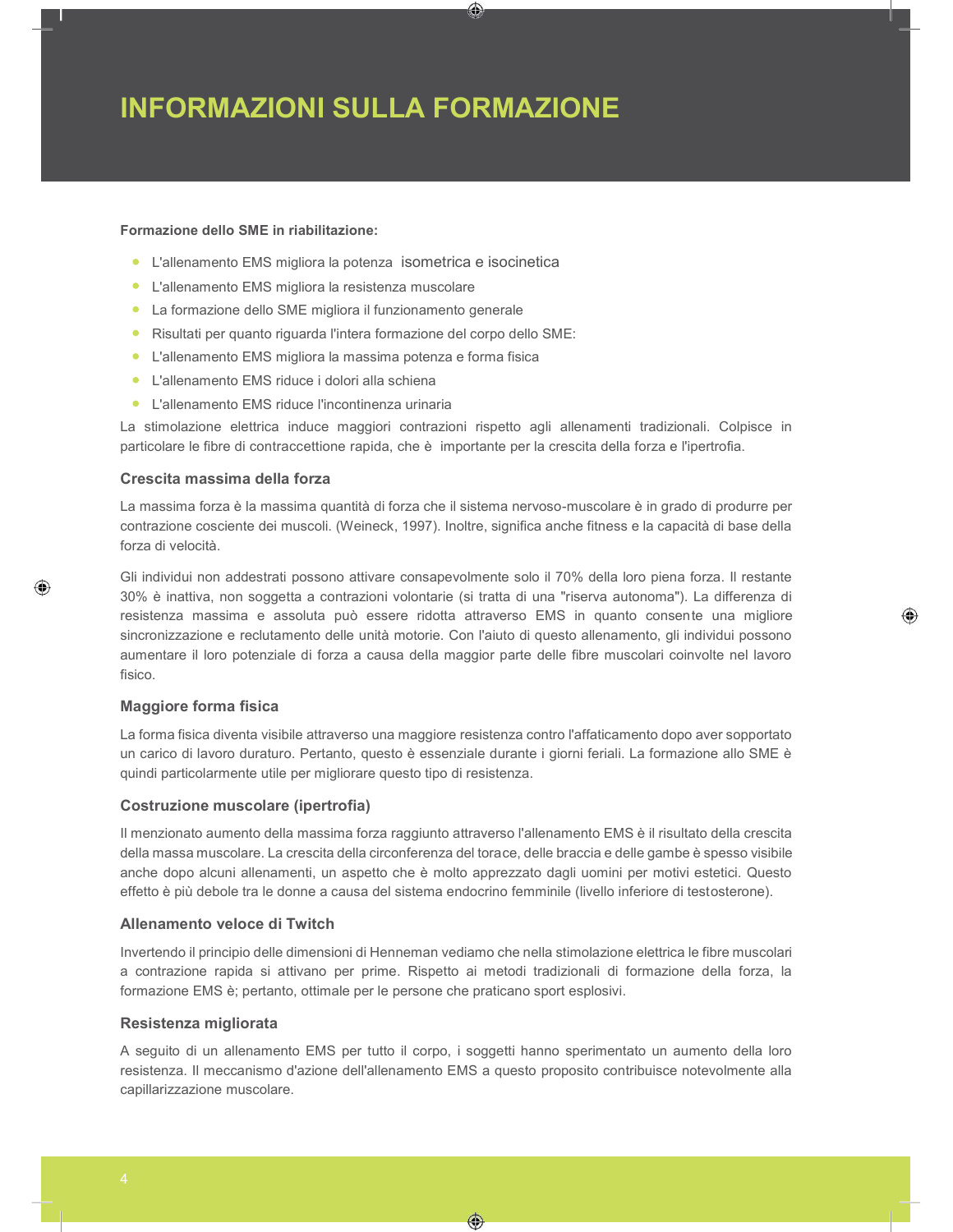# INFORMAZIONI SULLA FORMAZIONE

**Formazione dello SME in riabilitazione:**

- L'allenamento EMS migliora la potenza isometrica e isocinetica
- L'allenamento EMS migliora la resistenza muscolare
- La formazione dello SME migliora il funzionamento generale
- Risultati per quanto riguarda l'intera formazione del corpo dello SME:
- L'allenamento EMS migliora la massima potenza e forma fisica
- L'allenamento EMS riduce i dolori alla schiena
- L'allenamento EMS riduce l'incontinenza urinaria

La stimolazione elettrica induce maggiori contrazioni rispetto agli allenamenti tradizionali. Colpisce in particolare le fibre di contraccettione rapida, che è importante per la crescita della forza e l'ipertrofia.

### Crescita massima della forza

La massima forza è la massima quantità di forza che il sistema nervoso-muscolare è in grado di produrre per contrazione cosciente dei muscoli. (Weineck, 1997). Inoltre, significa anche fitness e la capacità di base della forza di velocità.

Gli individui non addestrati possono attivare consapevolmente solo il 70% della loro piena forza. Il restante 30% è inattiva, non soggetta a contrazioni volontarie (si tratta di una "riserva autonoma"). La differenza di resistenza massima e assoluta può essere ridotta attraverso EMS in quanto consente una migliore sincronizzazione e reclutamento delle unità motorie. Con l'aiuto di questo allenamento, gli individui possono aumentare il loro potenziale di forza a causa della maggior parte delle fibre muscolari coinvolte nel lavoro fisico.

### Maggiore forma fisica

La forma fisica diventa visibile attraverso una maggiore resistenza contro l'affaticamento dopo aver sopportato un carico di lavoro duraturo. Pertanto, questo è essenziale durante i giorni feriali. La formazione allo SME è quindi particolarmente utile per migliorare questo tipo di resistenza.

### Costruzione muscolare (ipertrofia)

Il menzionato aumento della massima forza raggiunto attraverso l'allenamento EMS è il risultato della crescita della massa muscolare. La crescita della circonferenza del torace, delle braccia e delle gambe è spesso visibile anche dopo alcuni allenamenti, un aspetto che è molto apprezzato dagli uomini per motivi estetici. Questo effetto è più debole tra le donne a causa del sistema endocrino femminile (livello inferiore di testosterone).

### Allenamento veloce di Twitch

Invertendo il principio delle dimensioni di Henneman vediamo che nella stimolazione elettrica le fibre muscolari a contrazione rapida si attivano per prime. Rispetto ai metodi tradizionali di formazione della forza, la formazione EMS è; pertanto, ottimale per le persone che praticano sport esplosivi.

### Resistenza migliorata

A seguito di un allenamento EMS per tutto il corpo, i soggetti hanno sperimentato un aumento della loro resistenza. Il meccanismo d'azione dell'allenamento EMS a questo proposito contribuisce notevolmente alla capillarizzazione muscolare.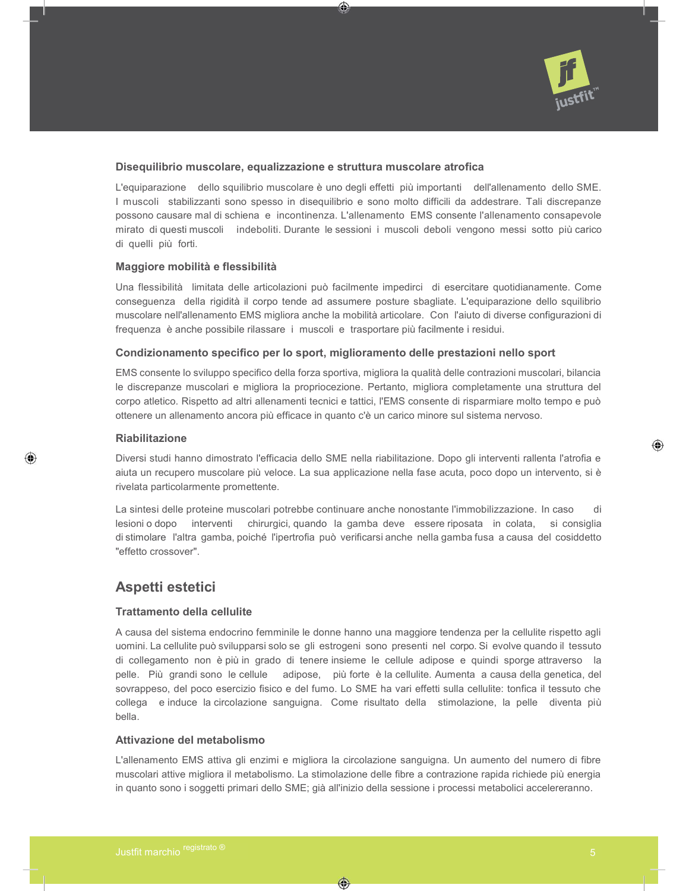### Disequilibrio muscolare, equalizzazione e struttura muscolare atrofica

L'equiparazione dello squilibrio muscolare è uno degli effetti più importanti dell'allenamento dello SME. I muscoli stabilizzanti sono spesso in disequilibrio e sono molto difficili da addestrare. Tali discrepanze possono causare mal di schiena e incontinenza. L'allenamento EMS consente l'allenamento consapevole mirato di questi muscoli indeboliti. Durante le sessioni i muscoli deboli vengono messi sotto più carico di quelli più forti.

### Maggiore mobilità e flessibilità

Una flessibilità limitata delle articolazioni può facilmente impedirci di esercitare quotidianamente. Come conseguenza della rigidità il corpo tende ad assumere posture sbagliate. L'equiparazione dello squilibrio muscolare nell'allenamento EMS migliora anche la mobilità articolare. Con l'aiuto di diverse configurazioni di frequenza è anche possibile rilassare i muscoli e trasportare più facilmente i residui.

### Condizionamento specifico per lo sport, miglioramento delle prestazioni nello sport

EMS consente lo sviluppo specifico della forza sportiva, migliora la qualità delle contrazioni muscolari, bilancia le discrepanze muscolari e migliora la propriocezione. Pertanto, migliora completamente una struttura del corpo atletico. Rispetto ad altri allenamenti tecnici e tattici, l'EMS consente di risparmiare molto tempo e può ottenere un allenamento ancora più efficace in quanto c'è un carico minore sul sistema nervoso.

### Riabilitazione

Diversi studi hanno dimostrato l'efficacia dello SME nella riabilitazione. Dopo gli interventi rallenta l'atrofia e aiuta un recupero muscolare più veloce. La sua applicazione nella fase acuta, poco dopo un intervento, si è rivelata particolarmente promettente.

La sintesi delle proteine muscolari potrebbe continuare anche nonostante l'immobilizzazione. In caso di lesioni o dopo interventi chirurgici, quando la gamba deve essere riposata in colata, si consiglia di stimolare l'altra gamba, poiché l'ipertrofia può verificarsi anche nella gamba fusa a causa del cosiddetto "effetto crossover".

## Aspetti estetici

### Trattamento della cellulite

A causa del sistema endocrino femminile le donne hanno una maggiore tendenza per la cellulite rispetto agli uomini. La cellulite può svilupparsi solo se gli estrogeni sono presenti nel corpo. Si evolve quando il tessuto di collegamento non è più in grado di tenere insieme le cellule adipose e quindi sporge attraverso la pelle. Più grandi sono le cellule adipose, più forte è la cellulite. Aumenta a causa della genetica, del sovrappeso, del poco esercizio fisico e del fumo. Lo SME ha vari effetti sulla cellulite: tonfica il tessuto che collega e induce la circolazione sanguigna. Come risultato della stimolazione, la pelle diventa più bella.

### Attivazione del metabolismo

L'allenamento EMS attiva gli enzimi e migliora la circolazione sanguigna. Un aumento del numero di fibre muscolari attive migliora il metabolismo. La stimolazione delle fibre a contrazione rapida richiede più energia in quanto sono i soggetti primari dello SME; già all'inizio della sessione i processi metabolici accelereranno.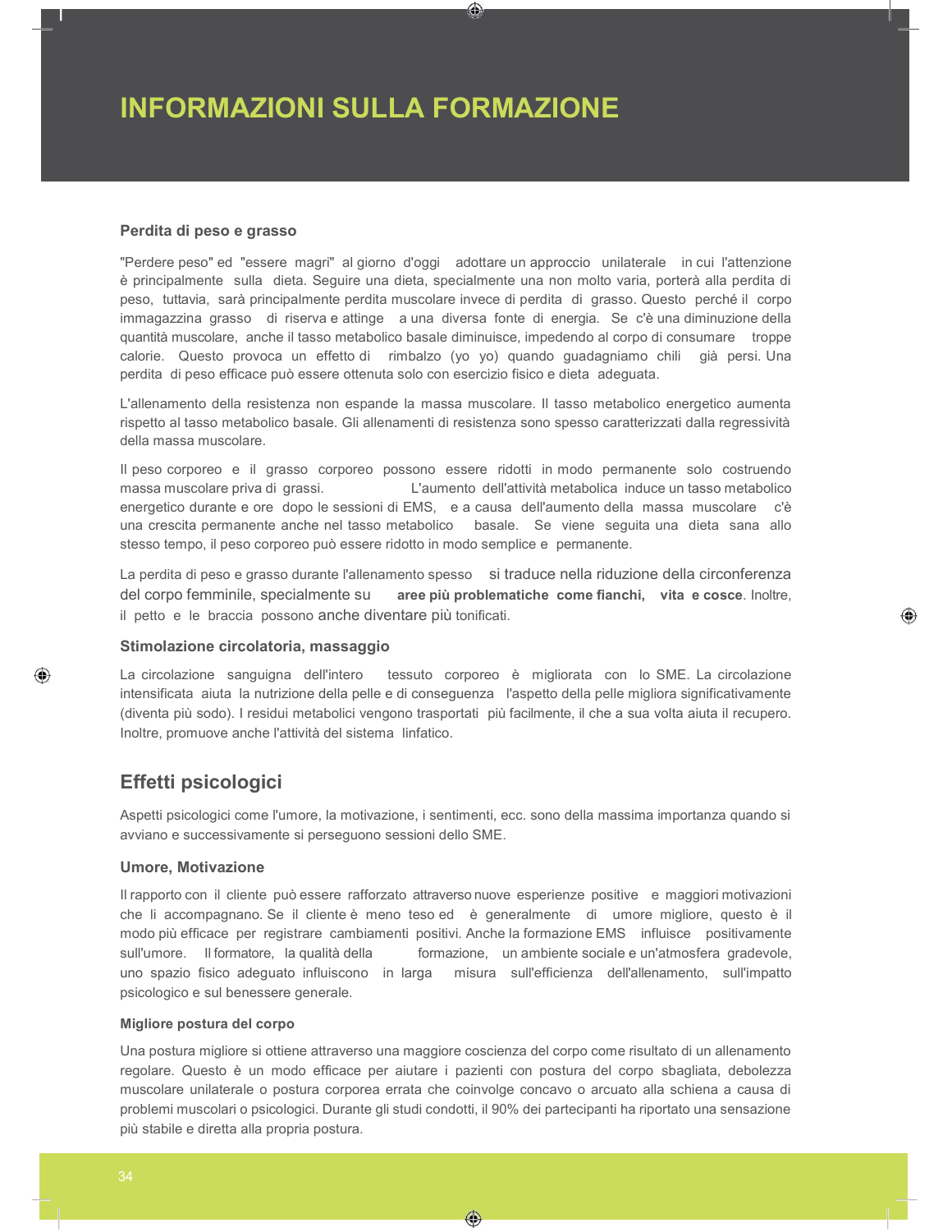# INFORMAZIONI SULLA FORMAZIONE

### Perdita di peso e grasso

"Perdere peso" ed "essere magri" al giorno d'oggi adottare un approccio unilaterale in cui l'attenzione è principalmente sulla dieta. Seguire una dieta, specialmente una non molto varia, porterà alla perdita di peso, tuttavia, sarà principalmente perdita muscolare invece di perdita di grasso. Questo perché il corpo immagazzina grasso di riserva e attinge a una diversa fonte di energia. Se c'è una diminuzione della quantità muscolare, anche il tasso metabolico basale diminuisce, impedendo al corpo di consumare troppe calorie. Questo provoca un effetto di rimbalzo (yo yo) quando guadagniamo chili già persi. Una perdita di peso efficace può essere ottenuta solo con esercizio fisico e dieta adeguata.

L'allenamento della resistenza non espande la massa muscolare. Il tasso metabolico energetico aumenta rispetto al tasso metabolico basale. Gli allenamenti di resistenza sono spesso caratterizzati dalla regressività della massa muscolare.

Il peso corporeo e il grasso corporeo possono essere ridotti in modo permanente solo costruendo massa muscolare priva di grassi. L'aumento dell'attività metabolica induce un tasso metabolico energetico durante e ore dopo le sessioni di EMS, e a causa dell'aumento della massa muscolare c'è una crescita permanente anche nel tasso metabolico basale. Se viene seguita una dieta sana allo stesso tempo, il peso corporeo può essere ridotto in modo semplice e permanente.

La perdita di peso e grasso durante l'allenamento spesso si traduce nella riduzione della circonferenza del corpo femminile, specialmente su **aree più problematiche come fianchi, vita e cosce**. Inoltre, il petto e le braccia possono anche diventare più tonificati.

### Stimolazione circolatoria, massaggio

La circolazione sanguigna dell'intero tessuto corporeo è migliorata con lo SME. La circolazione intensificata aiuta la nutrizione della pelle e di conseguenza l'aspetto della pelle migliora significativamente (diventa più sodo). I residui metabolici vengono trasportati più facilmente, il che a sua volta aiuta il recupero. Inoltre, promuove anche l'attività del sistema linfatico.

## Effetti psicologici

Aspetti psicologici come l'umore, la motivazione, i sentimenti, ecc. sono della massima importanza quando si avviano e successivamente si perseguono sessioni dello SME.

### Umore, Motivazione

Il rapporto con il cliente può essere rafforzato attraverso nuove esperienze positive e maggiori motivazioni che li accompagnano. Se il cliente è meno teso ed è generalmente di umore migliore, questo è il modo più efficace per registrare cambiamenti positivi. Anche la formazione EMS influisce positivamente sull'umore. Il formatore, la qualità della formazione, un ambiente sociale e un'atmosfera gradevole, uno spazio fisico adeguato influiscono in larga misura sull'efficienza dell'allenamento, sull'impatto psicologico e sul benessere generale.

### Migliore postura del corpo

Una postura migliore si ottiene attraverso una maggiore coscienza del corpo come risultato di un allenamento regolare. Questo è un modo efficace per aiutare i pazienti con postura del corpo sbagliata, debolezza muscolare unilaterale o postura corporea errata che coinvolge concavo o arcuato alla schiena a causa di problemi muscolari o psicologici. Durante gli studi condotti, il 90% dei partecipanti ha riportato una sensazione più stabile e diretta alla propria postura.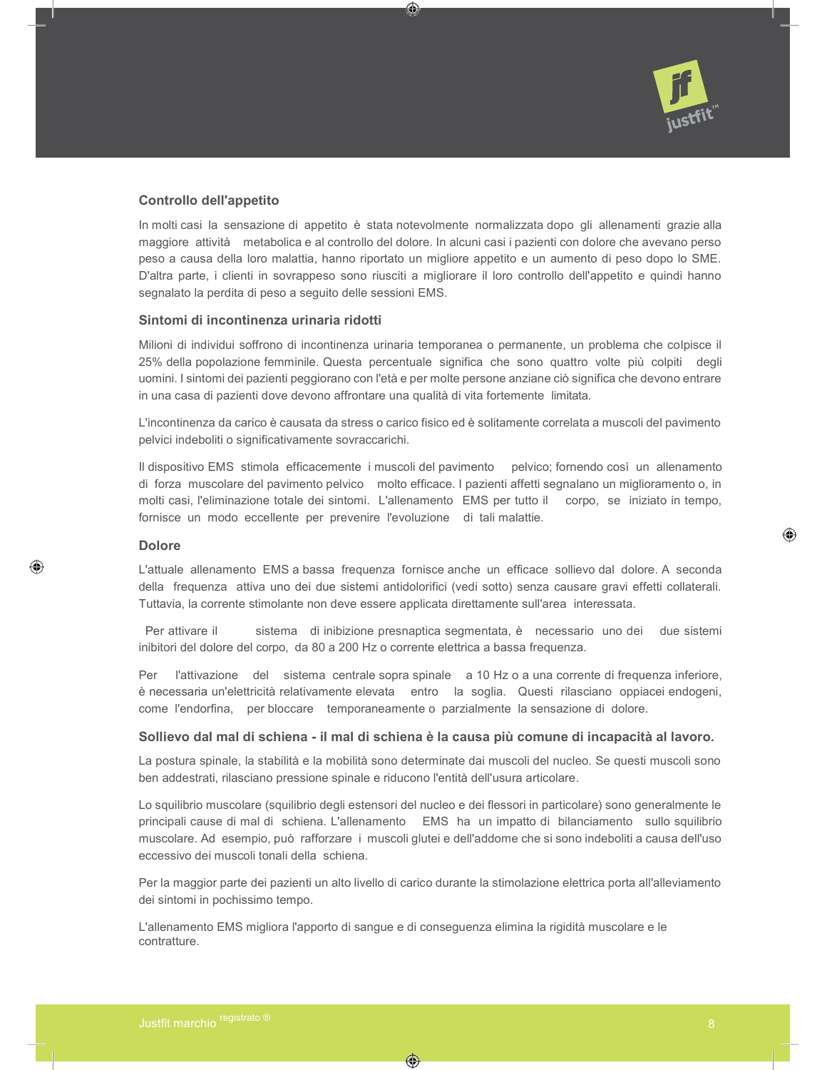## Controllo dell'appetito

In molti casi la sensazione di appetito è stata notevolmente normalizzata dopo gli allenamenti grazie alla maggiore attività metabolica e al controllo del dolore. In alcuni casi i pazienti con dolore che avevano perso peso a causa della loro malattia, hanno riportato un migliore appetito e un aumento di peso dopo lo SME. D'altra parte, i clienti in sovrappeso sono riusciti a migliorare il loro controllo dell'appetito e quindi hanno segnalato la perdita di peso a seguito delle sessioni EMS.

## Sintomi di incontinenza urinaria ridotti

Milioni di individui soffrono di incontinenza urinaria temporanea o permanente, un problema che colpisce il 25% della popolazione femminile. Questa percentuale significa che sono quattro volte più colpiti degli uomini. I sintomi dei pazienti peggiorano con l'età e per molte persone anziane ciò significa che devono entrare in una casa di pazienti dove devono affrontare una qualità di vita fortemente limitata.

L'incontinenza da carico è causata da stress o carico fisico ed è solitamente correlata a muscoli del pavimento pelvici indeboliti o significativamente sovraccarichi.

Il dispositivo EMS stimola efficacemente i muscoli del pavimento pelvico; fornendo così un allenamento di forza muscolare del pavimento pelvico molto efficace. I pazienti affetti segnalano un miglioramento o, in molti casi, l'eliminazione totale dei sintomi. L'allenamento EMS per tutto il corpo, se iniziato in tempo, fornisce un modo eccellente per prevenire l'evoluzione di tali malattie.

## Dolore

L'attuale allenamento EMS a bassa frequenza fornisce anche un efficace sollievo dal dolore. A seconda della frequenza attiva uno dei due sistemi antidolorifici (vedi sotto) senza causare gravi effetti collaterali. Tuttavia, la corrente stimolante non deve essere applicata direttamente sull'area interessata.

Per attivare il sistema di inibizione presnaptica segmentata, è necessario uno dei due sistemi inibitori del dolore del corpo, da 80 a 200 Hz o corrente elettrica a bassa frequenza.

Per l'attivazione del sistema centrale sopra spinale a 10 Hz o a una corrente di frequenza inferiore, è necessaria un'elettricità relativamente elevata entro la soglia. Questi rilasciano oppiacei endogeni, come l'endorfina, per bloccare temporaneamente o parzialmente la sensazione di dolore.

## Sollievo dal mal di schiena - il mal di schiena è la causa più comune di incapacità al lavoro.

La postura spinale, la stabilità e la mobilità sono determinate dai muscoli del nucleo. Se questi muscoli sono ben addestrati, rilasciano pressione spinale e riducono l'entità dell'usura articolare.

Lo squilibrio muscolare (squilibrio degli estensori del nucleo e dei flessori in particolare) sono generalmente le principali cause di mal di schiena. L'allenamento EMS ha un impatto di bilanciamento sullo squilibrio muscolare. Ad esempio, può rafforzare i muscoli glutei e dell'addome che si sono indeboliti a causa dell'uso eccessivo dei muscoli tonali della schiena.

Per la maggior parte dei pazienti un alto livello di carico durante la stimolazione elettrica porta all'alleviamento dei sintomi in pochissimo tempo.

L'allenamento EMS migliora l'apporto di sangue e di conseguenza elimina la rigidità muscolare e le contratture.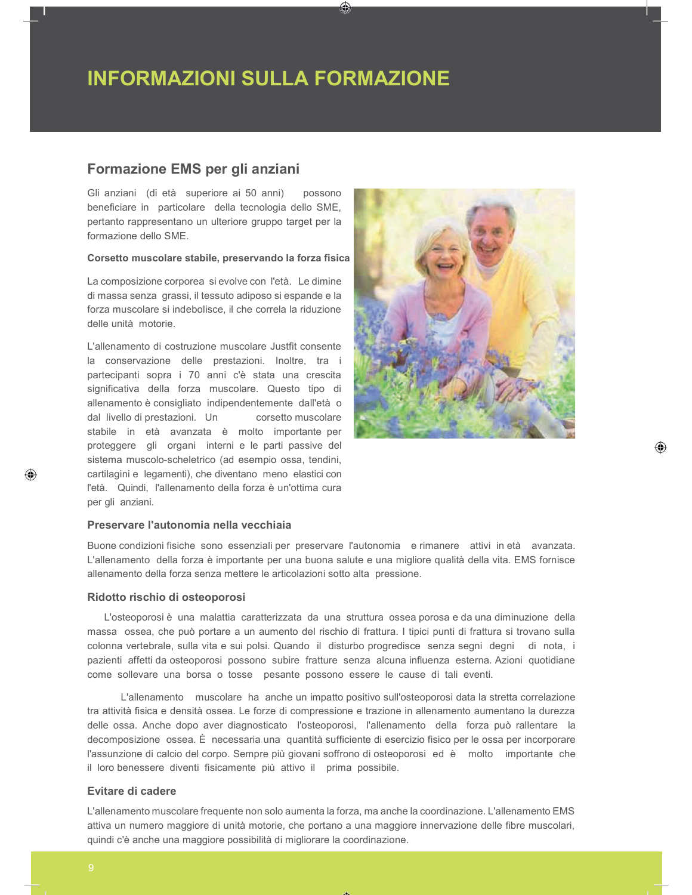# INFORMAZIONI SULLA FORMAZIONE

## Formazione EMS per gli anziani

Gli anziani (di età superiore ai 50 anni) possono beneficiare in particolare della tecnologia dello SME, pertanto rappresentano un ulteriore gruppo target per la formazione dello SME.

**Corsetto muscolare stabile, preservando la forza fisica**

La composizione corporea si evolve con l'età. Le dimine di massa senza grassi, il tessuto adiposo si espande e la forza muscolare si indebolisce, il che correla la riduzione delle unità motorie.

L'allenamento di costruzione muscolare Justfit consente la conservazione delle prestazioni. Inoltre, tra i partecipanti sopra i 70 anni c'è stata una crescita significativa della forza muscolare. Questo tipo di allenamento è consigliato indipendentemente dall'età o dal livello di prestazioni. Un corsetto muscolare stabile in età avanzata è molto importante per proteggere gli organi interni e le parti passive del sistema muscolo-scheletrico (ad esempio ossa, tendini, cartilagini e legamenti), che diventano meno elastici con l'età. Quindi, l'allenamento della forza è un'ottima cura per gli anziani.

### Preservare l'autonomia nella vecchiaia

Buone condizioni fisiche sono essenziali per preservare l'autonomia e rimanere attivi in età avanzata. L'allenamento della forza è importante per una buona salute e una migliore qualità della vita. EMS fornisce allenamento della forza senza mettere le articolazioni sotto alta pressione.

### Ridotto rischio di osteoporosi

L'osteoporosi è una malattia caratterizzata da una struttura ossea porosa e da una diminuzione della massa ossea, che può portare a un aumento del rischio di frattura. I tipici punti di frattura si trovano sulla colonna vertebrale, sulla vita e sui polsi. Quando il disturbo progredisce senza segni degni di nota, i pazienti affetti da osteoporosi possono subire fratture senza alcuna influenza esterna. Azioni quotidiane come sollevare una borsa o tosse pesante possono essere le cause di tali eventi.

L'allenamento muscolare ha anche un impatto positivo sull'osteoporosi data la stretta correlazione tra attività fisica e densità ossea. Le forze di compressione e trazione in allenamento aumentano la durezza delle ossa. Anche dopo aver diagnosticato l'osteoporosi, l'allenamento della forza può rallentare la decomposizione ossea. È necessaria una quantità sufficiente di esercizio fisico per le ossa per incorporare l'assunzione di calcio del corpo. Sempre più giovani soffrono di osteoporosi ed è molto importante che il loro benessere diventi fisicamente più attivo il prima possibile.

### Evitare di cadere

L'allenamento muscolare frequente non solo aumenta la forza, ma anche la coordinazione. L'allenamento EMS attiva un numero maggiore di unità motorie, che portano a una maggiore innervazione delle fibre muscolari, quindi c'è anche una maggiore possibilità di migliorare la coordinazione.